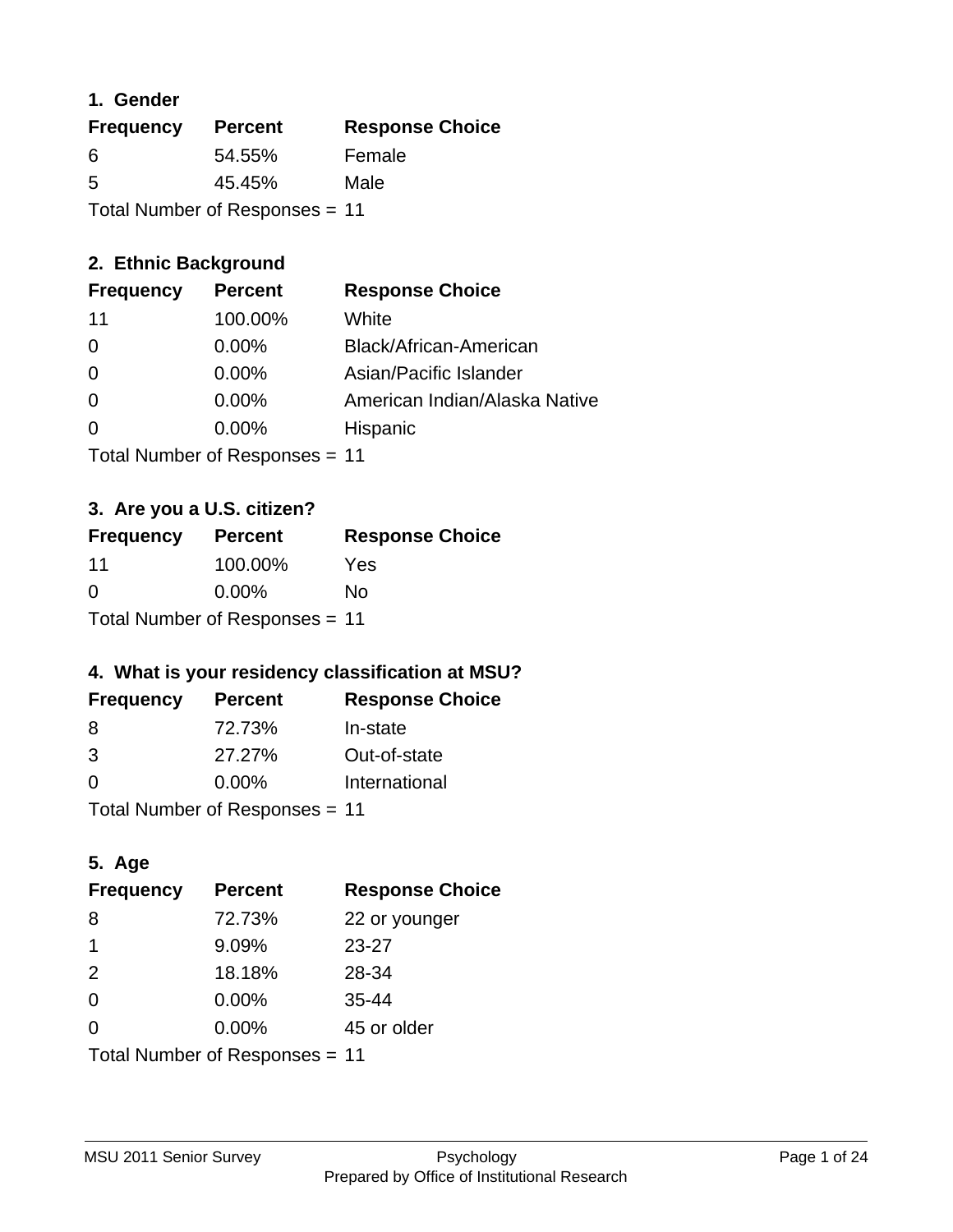### 1. Gender

| Frequency | Percent | Response Choice |
|---|---|---|
| 6 | 54.55% | Female |
| 5 | 45.45% | Male |

Total Number of Responses = 11

### 2. Ethnic Background

| Frequency | Percent | Response Choice |
|---|---|---|
| 11 | 100.00% | White |
| 0 | 0.00% | Black/African-American |
| 0 | 0.00% | Asian/Pacific Islander |
| 0 | 0.00% | American Indian/Alaska Native |
| 0 | 0.00% | Hispanic |

Total Number of Responses = 11

### 3. Are you a U.S. citizen?

| Frequency | Percent | Response Choice |
|---|---|---|
| 11 | 100.00% | Yes |
| 0 | 0.00% | No |

Total Number of Responses = 11

### 4. What is your residency classification at MSU?

| Frequency | Percent | Response Choice |
|---|---|---|
| 8 | 72.73% | In-state |
| 3 | 27.27% | Out-of-state |
| 0 | 0.00% | International |

Total Number of Responses = 11

### 5. Age

| Frequency | Percent | Response Choice |
|---|---|---|
| 8 | 72.73% | 22 or younger |
| 1 | 9.09% | 23-27 |
| 2 | 18.18% | 28-34 |
| 0 | 0.00% | 35-44 |
| 0 | 0.00% | 45 or older |

Total Number of Responses = 11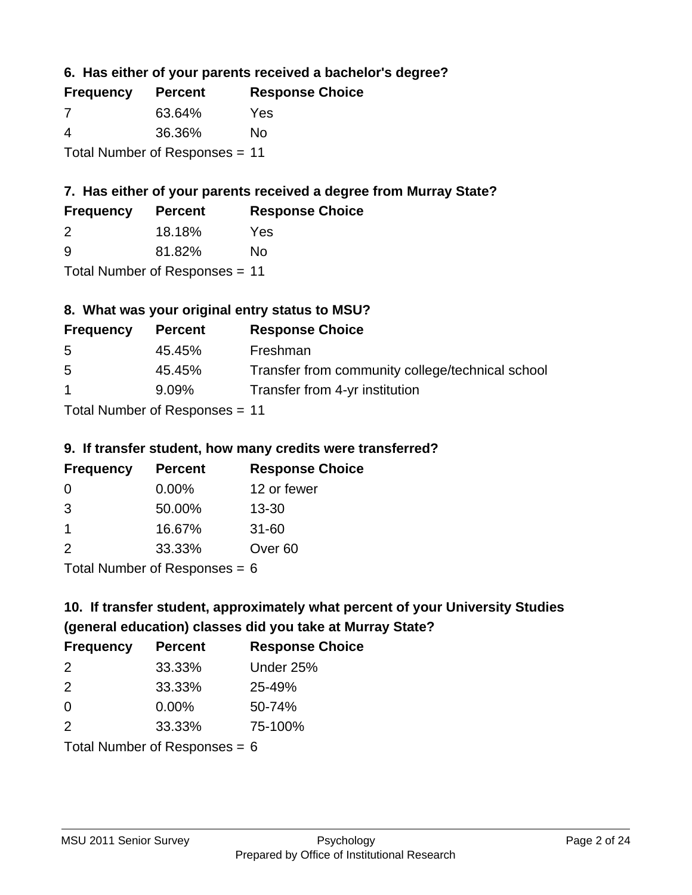### 6. Has either of your parents received a bachelor's degree?

| Frequency | Percent | Response Choice |
|---|---|---|
| 7 | 63.64% | Yes |
| 4 | 36.36% | No |

Total Number of Responses = 11

### 7. Has either of your parents received a degree from Murray State?

| Frequency | Percent | Response Choice |
|---|---|---|
| 2 | 18.18% | Yes |
| 9 | 81.82% | No |

Total Number of Responses = 11

### 8. What was your original entry status to MSU?

| Frequency | Percent | Response Choice |
|---|---|---|
| 5 | 45.45% | Freshman |
| 5 | 45.45% | Transfer from community college/technical school |
| 1 | 9.09% | Transfer from 4-yr institution |

Total Number of Responses = 11

### 9. If transfer student, how many credits were transferred?

| Frequency | Percent | Response Choice |
|---|---|---|
| 0 | 0.00% | 12 or fewer |
| 3 | 50.00% | 13-30 |
| 1 | 16.67% | 31-60 |
| 2 | 33.33% | Over 60 |

Total Number of Responses = 6

### 10. If transfer student, approximately what percent of your University Studies (general education) classes did you take at Murray State?

| Frequency | Percent | Response Choice |
|---|---|---|
| 2 | 33.33% | Under 25% |
| 2 | 33.33% | 25-49% |
| 0 | 0.00% | 50-74% |
| 2 | 33.33% | 75-100% |

Total Number of Responses = 6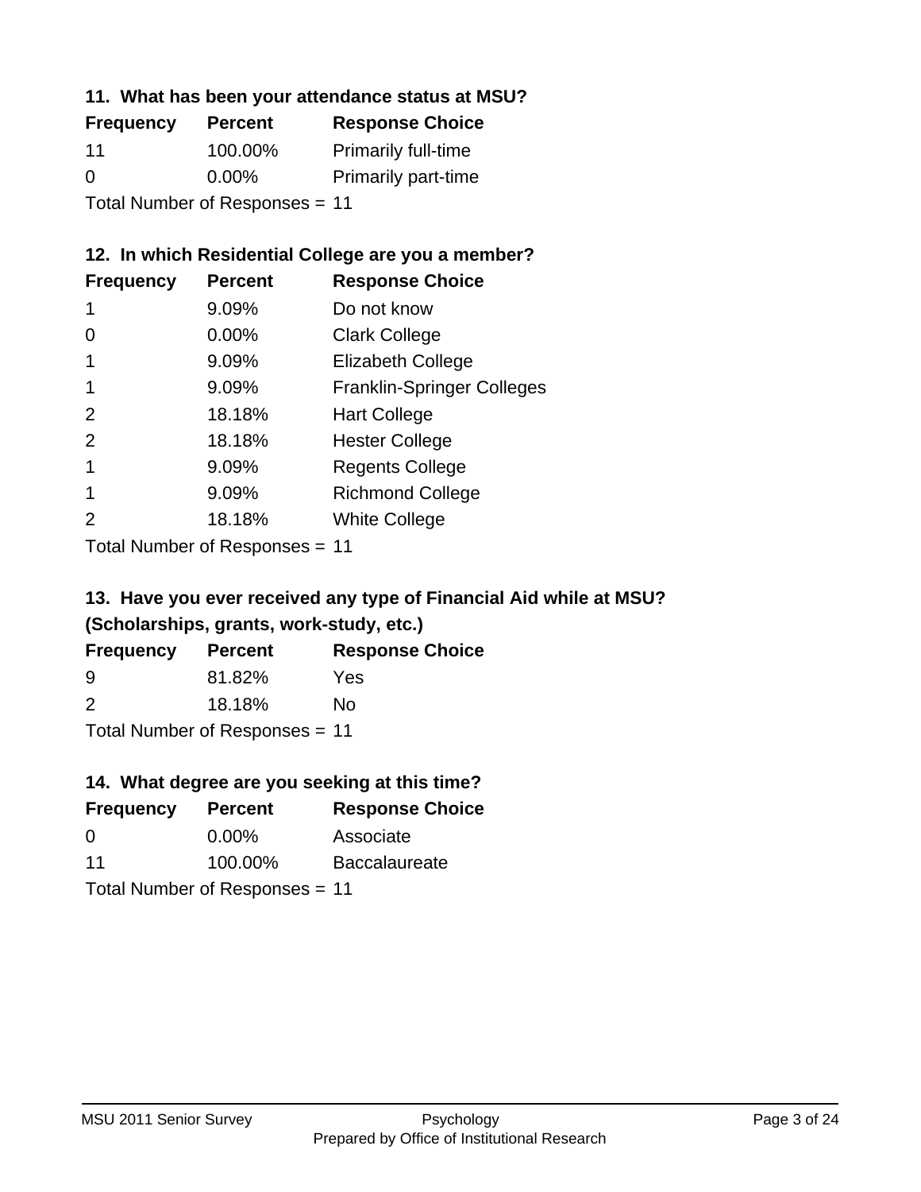## 11. What has been your attendance status at MSU?

| Frequency | Percent | Response Choice |
| --- | --- | --- |
| 11 | 100.00% | Primarily full-time |
| 0 | 0.00% | Primarily part-time |

Total Number of Responses = 11

## 12. In which Residential College are you a member?

| Frequency | Percent | Response Choice |
| --- | --- | --- |
| 1 | 9.09% | Do not know |
| 0 | 0.00% | Clark College |
| 1 | 9.09% | Elizabeth College |
| 1 | 9.09% | Franklin-Springer Colleges |
| 2 | 18.18% | Hart College |
| 2 | 18.18% | Hester College |
| 1 | 9.09% | Regents College |
| 1 | 9.09% | Richmond College |
| 2 | 18.18% | White College |

Total Number of Responses = 11

## 13. Have you ever received any type of Financial Aid while at MSU? (Scholarships, grants, work-study, etc.)

| Frequency | Percent | Response Choice |
| --- | --- | --- |
| 9 | 81.82% | Yes |
| 2 | 18.18% | No |

Total Number of Responses = 11

## 14. What degree are you seeking at this time?

| Frequency | Percent | Response Choice |
| --- | --- | --- |
| 0 | 0.00% | Associate |
| 11 | 100.00% | Baccalaureate |

Total Number of Responses = 11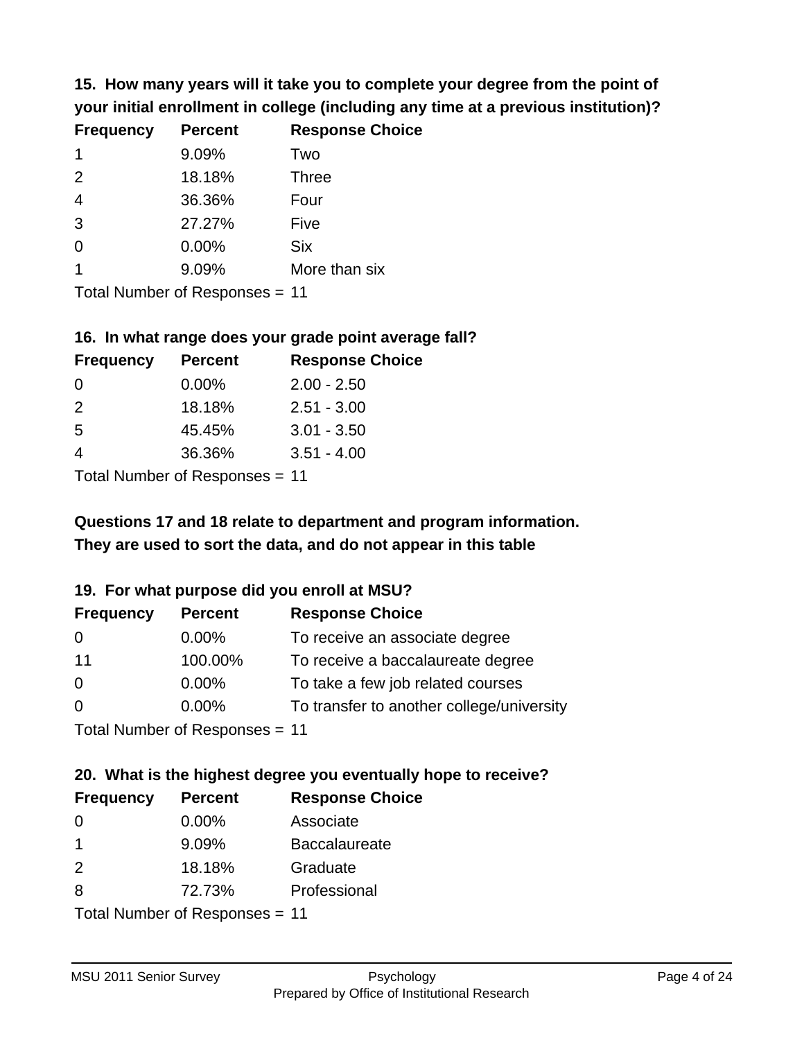**15. How many years will it take you to complete your degree from the point of your initial enrollment in college (including any time at a previous institution)?**

| Frequency | Percent | Response Choice |
|---|---|---|
| 1 | 9.09% | Two |
| 2 | 18.18% | Three |
| 4 | 36.36% | Four |
| 3 | 27.27% | Five |
| 0 | 0.00% | Six |
| 1 | 9.09% | More than six |

Total Number of Responses = 11

**16. In what range does your grade point average fall?**

| Frequency | Percent | Response Choice |
|---|---|---|
| 0 | 0.00% | 2.00 - 2.50 |
| 2 | 18.18% | 2.51 - 3.00 |
| 5 | 45.45% | 3.01 - 3.50 |
| 4 | 36.36% | 3.51 - 4.00 |

Total Number of Responses = 11

**Questions 17 and 18 relate to department and program information. They are used to sort the data, and do not appear in this table**

**19. For what purpose did you enroll at MSU?**

| Frequency | Percent | Response Choice |
|---|---|---|
| 0 | 0.00% | To receive an associate degree |
| 11 | 100.00% | To receive a baccalaureate degree |
| 0 | 0.00% | To take a few job related courses |
| 0 | 0.00% | To transfer to another college/university |

Total Number of Responses = 11

**20. What is the highest degree you eventually hope to receive?**

| Frequency | Percent | Response Choice |
|---|---|---|
| 0 | 0.00% | Associate |
| 1 | 9.09% | Baccalaureate |
| 2 | 18.18% | Graduate |
| 8 | 72.73% | Professional |

Total Number of Responses = 11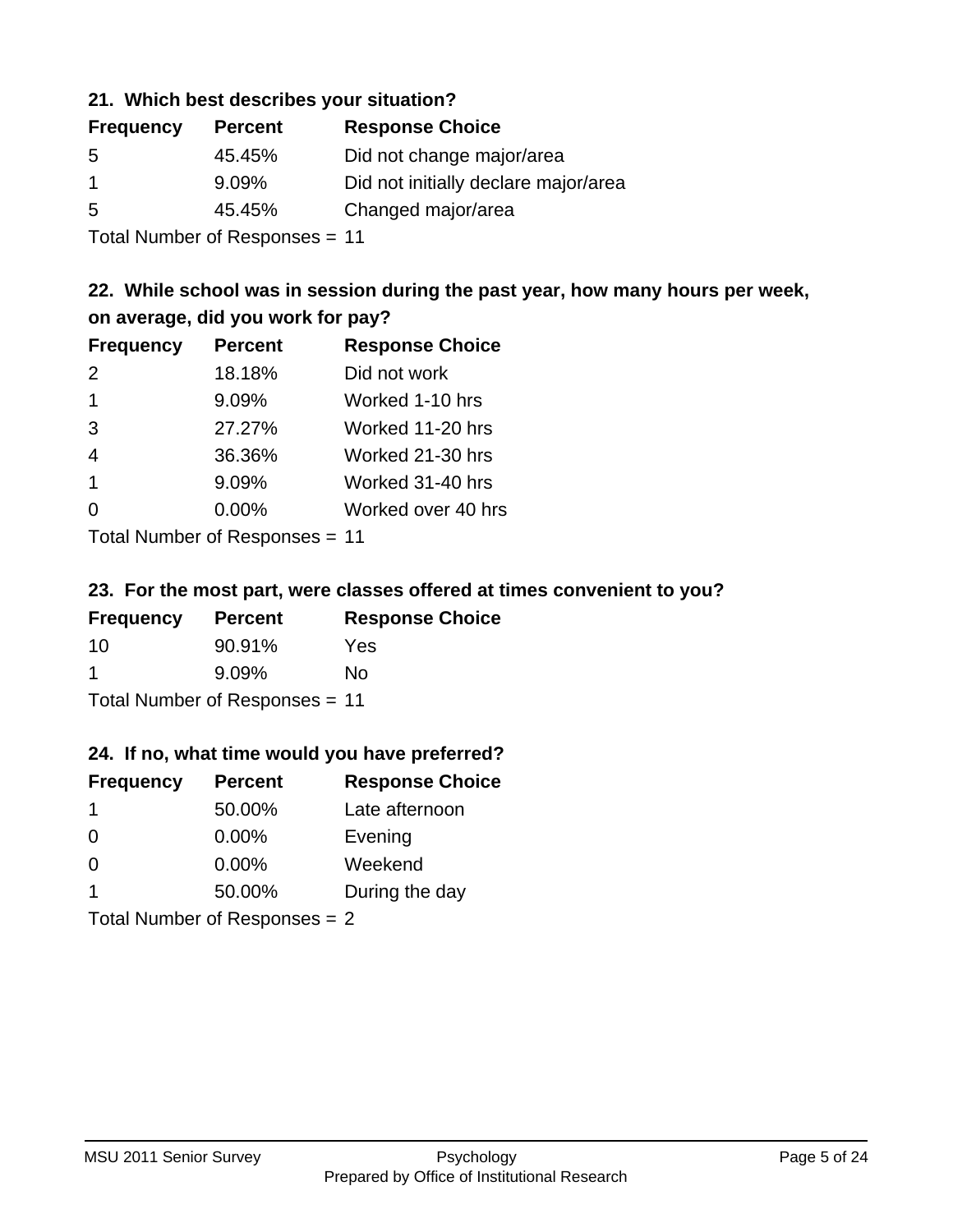### 21. Which best describes your situation?

| Frequency | Percent | Response Choice |
|---|---|---|
| 5 | 45.45% | Did not change major/area |
| 1 | 9.09% | Did not initially declare major/area |
| 5 | 45.45% | Changed major/area |

Total Number of Responses = 11

### 22. While school was in session during the past year, how many hours per week, on average, did you work for pay?

| Frequency | Percent | Response Choice |
|---|---|---|
| 2 | 18.18% | Did not work |
| 1 | 9.09% | Worked 1-10 hrs |
| 3 | 27.27% | Worked 11-20 hrs |
| 4 | 36.36% | Worked 21-30 hrs |
| 1 | 9.09% | Worked 31-40 hrs |
| 0 | 0.00% | Worked over 40 hrs |

Total Number of Responses = 11

### 23. For the most part, were classes offered at times convenient to you?

| Frequency | Percent | Response Choice |
|---|---|---|
| 10 | 90.91% | Yes |
| 1 | 9.09% | No |

Total Number of Responses = 11

### 24. If no, what time would you have preferred?

| Frequency | Percent | Response Choice |
|---|---|---|
| 1 | 50.00% | Late afternoon |
| 0 | 0.00% | Evening |
| 0 | 0.00% | Weekend |
| 1 | 50.00% | During the day |

Total Number of Responses = 2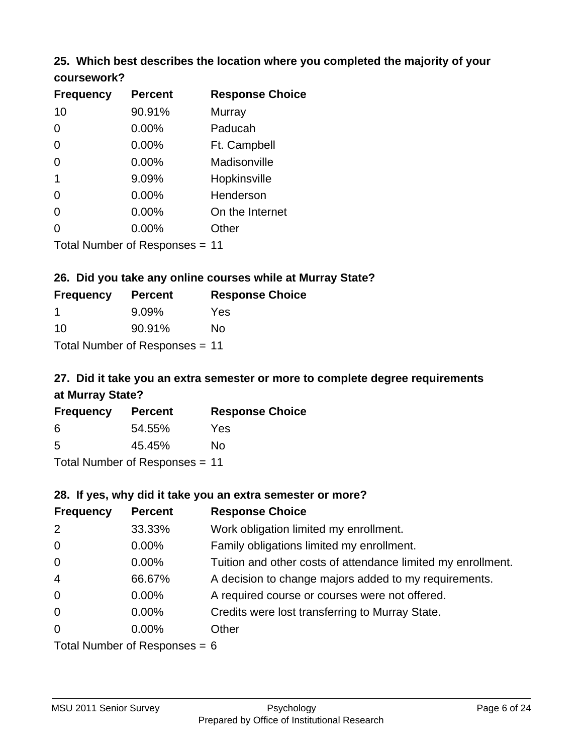## 25. Which best describes the location where you completed the majority of your coursework?

| Frequency | Percent | Response Choice |
|---|---|---|
| 10 | 90.91% | Murray |
| 0 | 0.00% | Paducah |
| 0 | 0.00% | Ft. Campbell |
| 0 | 0.00% | Madisonville |
| 1 | 9.09% | Hopkinsville |
| 0 | 0.00% | Henderson |
| 0 | 0.00% | On the Internet |
| 0 | 0.00% | Other |

Total Number of Responses = 11

## 26. Did you take any online courses while at Murray State?

| Frequency | Percent | Response Choice |
|---|---|---|
| 1 | 9.09% | Yes |
| 10 | 90.91% | No |

Total Number of Responses = 11

## 27. Did it take you an extra semester or more to complete degree requirements at Murray State?

| Frequency | Percent | Response Choice |
|---|---|---|
| 6 | 54.55% | Yes |
| 5 | 45.45% | No |

Total Number of Responses = 11

## 28. If yes, why did it take you an extra semester or more?

| Frequency | Percent | Response Choice |
|---|---|---|
| 2 | 33.33% | Work obligation limited my enrollment. |
| 0 | 0.00% | Family obligations limited my enrollment. |
| 0 | 0.00% | Tuition and other costs of attendance limited my enrollment. |
| 4 | 66.67% | A decision to change majors added to my requirements. |
| 0 | 0.00% | A required course or courses were not offered. |
| 0 | 0.00% | Credits were lost transferring to Murray State. |
| 0 | 0.00% | Other |

Total Number of Responses = 6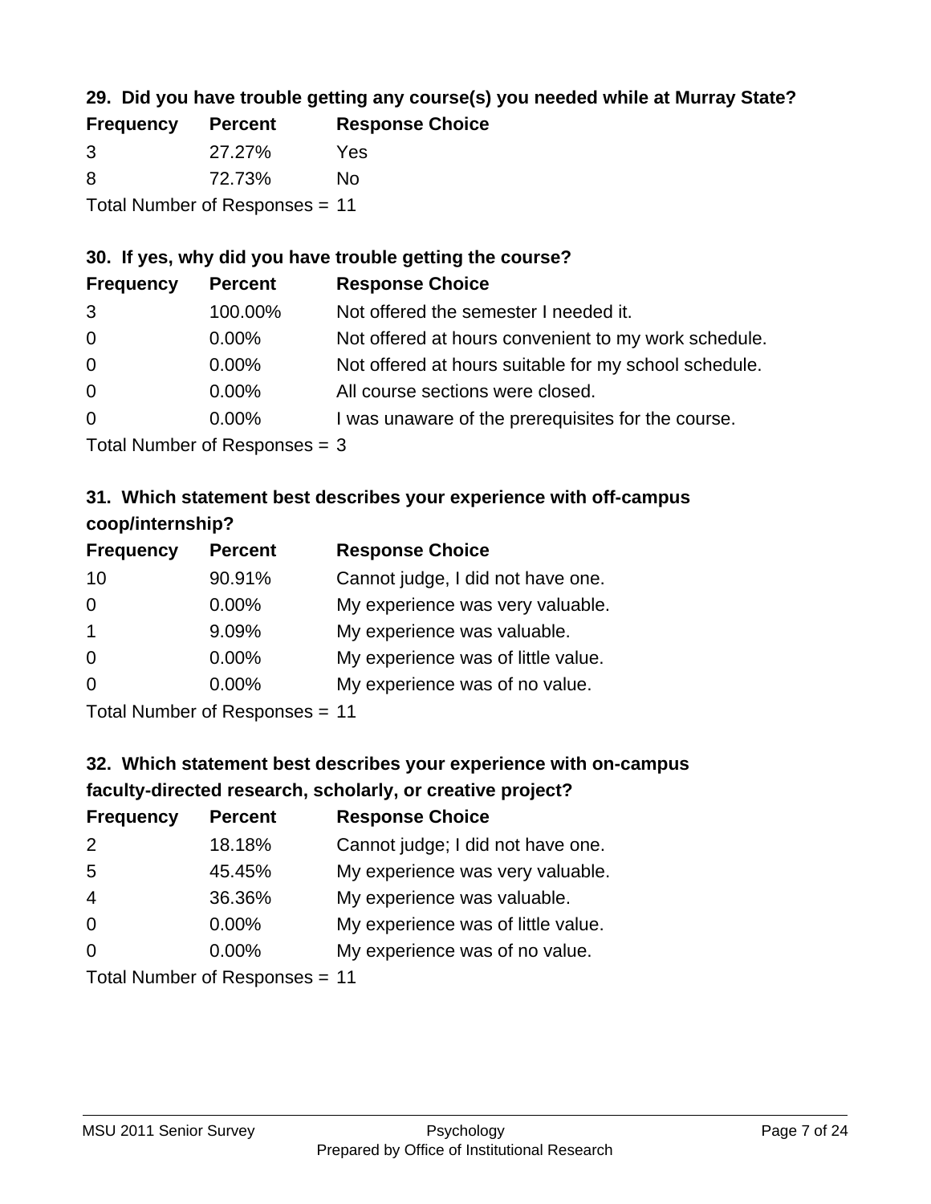### 29. Did you have trouble getting any course(s) you needed while at Murray State?

| Frequency | Percent | Response Choice |
|---|---|---|
| 3 | 27.27% | Yes |
| 8 | 72.73% | No |

Total Number of Responses = 11

### 30. If yes, why did you have trouble getting the course?

| Frequency | Percent | Response Choice |
|---|---|---|
| 3 | 100.00% | Not offered the semester I needed it. |
| 0 | 0.00% | Not offered at hours convenient to my work schedule. |
| 0 | 0.00% | Not offered at hours suitable for my school schedule. |
| 0 | 0.00% | All course sections were closed. |
| 0 | 0.00% | I was unaware of the prerequisites for the course. |

Total Number of Responses = 3

### 31. Which statement best describes your experience with off-campus coop/internship?

| Frequency | Percent | Response Choice |
|---|---|---|
| 10 | 90.91% | Cannot judge, I did not have one. |
| 0 | 0.00% | My experience was very valuable. |
| 1 | 9.09% | My experience was valuable. |
| 0 | 0.00% | My experience was of little value. |
| 0 | 0.00% | My experience was of no value. |

Total Number of Responses = 11

### 32. Which statement best describes your experience with on-campus faculty-directed research, scholarly, or creative project?

| Frequency | Percent | Response Choice |
|---|---|---|
| 2 | 18.18% | Cannot judge; I did not have one. |
| 5 | 45.45% | My experience was very valuable. |
| 4 | 36.36% | My experience was valuable. |
| 0 | 0.00% | My experience was of little value. |
| 0 | 0.00% | My experience was of no value. |

Total Number of Responses = 11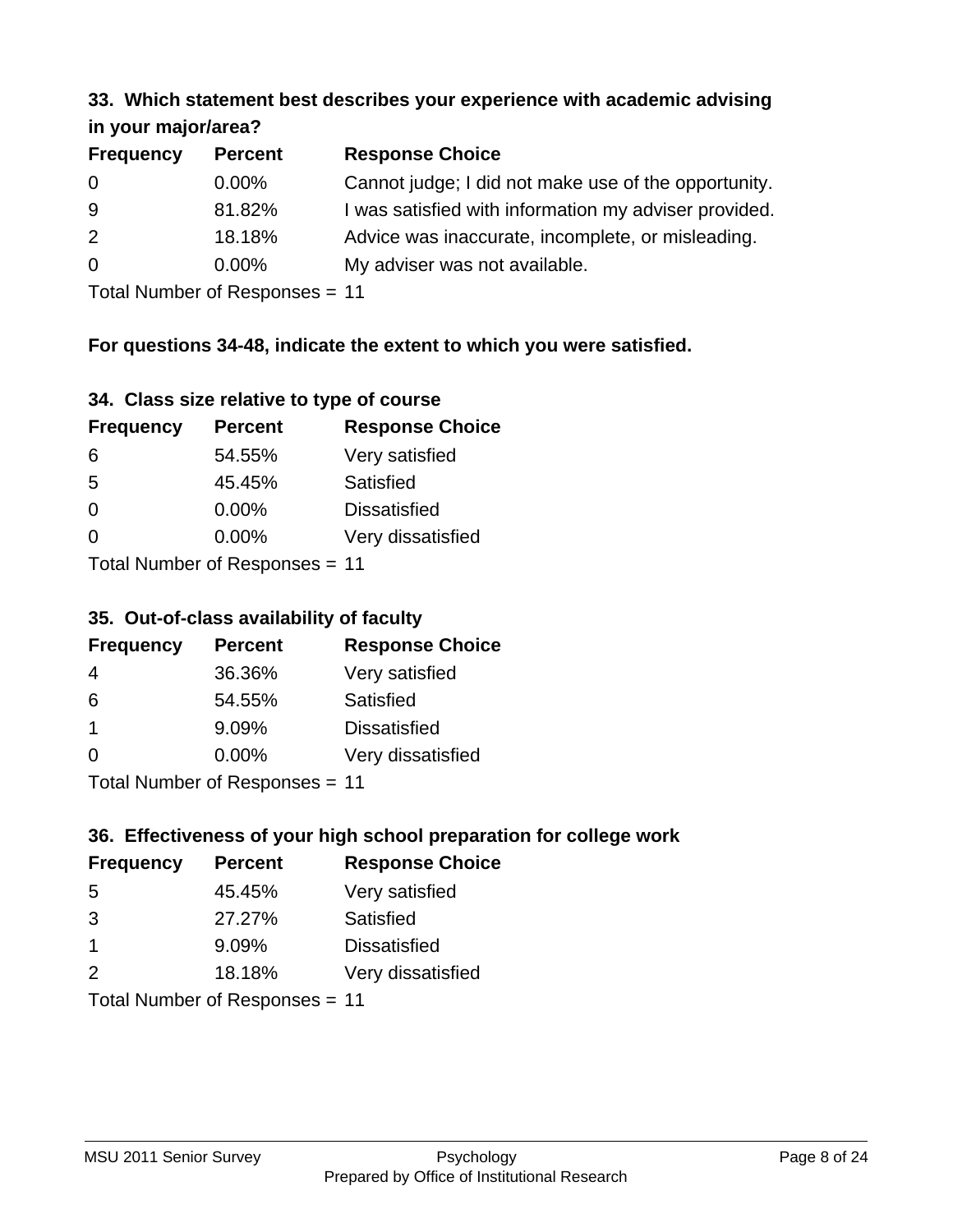### 33. Which statement best describes your experience with academic advising in your major/area?

| Frequency | Percent | Response Choice |
|---|---|---|
| 0 | 0.00% | Cannot judge; I did not make use of the opportunity. |
| 9 | 81.82% | I was satisfied with information my adviser provided. |
| 2 | 18.18% | Advice was inaccurate, incomplete, or misleading. |
| 0 | 0.00% | My adviser was not available. |

Total Number of Responses = 11

**For questions 34-48, indicate the extent to which you were satisfied.**

### 34. Class size relative to type of course

| Frequency | Percent | Response Choice |
|---|---|---|
| 6 | 54.55% | Very satisfied |
| 5 | 45.45% | Satisfied |
| 0 | 0.00% | Dissatisfied |
| 0 | 0.00% | Very dissatisfied |

Total Number of Responses = 11

### 35. Out-of-class availability of faculty

| Frequency | Percent | Response Choice |
|---|---|---|
| 4 | 36.36% | Very satisfied |
| 6 | 54.55% | Satisfied |
| 1 | 9.09% | Dissatisfied |
| 0 | 0.00% | Very dissatisfied |

Total Number of Responses = 11

### 36. Effectiveness of your high school preparation for college work

| Frequency | Percent | Response Choice |
|---|---|---|
| 5 | 45.45% | Very satisfied |
| 3 | 27.27% | Satisfied |
| 1 | 9.09% | Dissatisfied |
| 2 | 18.18% | Very dissatisfied |

Total Number of Responses = 11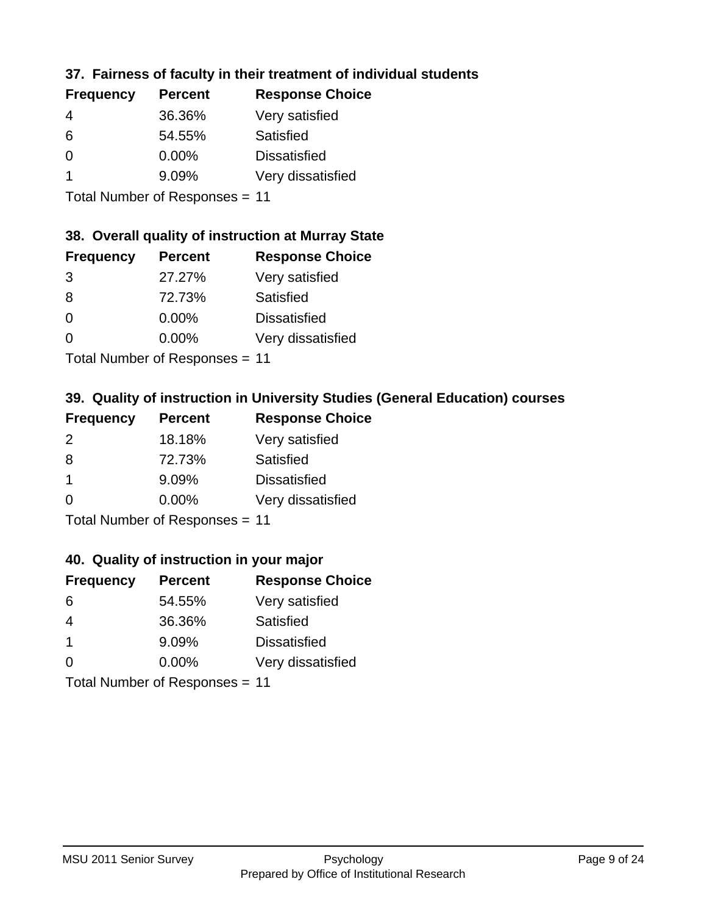### 37. Fairness of faculty in their treatment of individual students

| Frequency | Percent | Response Choice |
|---|---|---|
| 4 | 36.36% | Very satisfied |
| 6 | 54.55% | Satisfied |
| 0 | 0.00% | Dissatisfied |
| 1 | 9.09% | Very dissatisfied |

Total Number of Responses = 11

### 38. Overall quality of instruction at Murray State

| Frequency | Percent | Response Choice |
|---|---|---|
| 3 | 27.27% | Very satisfied |
| 8 | 72.73% | Satisfied |
| 0 | 0.00% | Dissatisfied |
| 0 | 0.00% | Very dissatisfied |

Total Number of Responses = 11

### 39. Quality of instruction in University Studies (General Education) courses

| Frequency | Percent | Response Choice |
|---|---|---|
| 2 | 18.18% | Very satisfied |
| 8 | 72.73% | Satisfied |
| 1 | 9.09% | Dissatisfied |
| 0 | 0.00% | Very dissatisfied |

Total Number of Responses = 11

### 40. Quality of instruction in your major

| Frequency | Percent | Response Choice |
|---|---|---|
| 6 | 54.55% | Very satisfied |
| 4 | 36.36% | Satisfied |
| 1 | 9.09% | Dissatisfied |
| 0 | 0.00% | Very dissatisfied |

Total Number of Responses = 11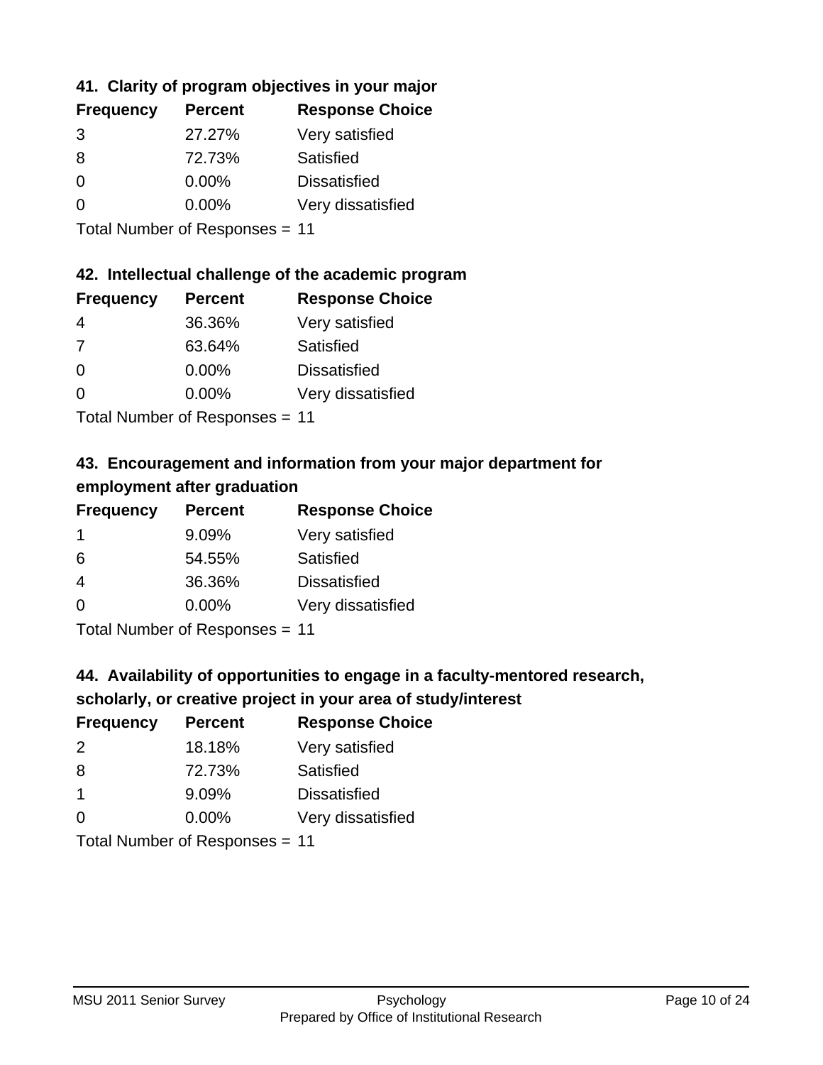### 41. Clarity of program objectives in your major

| Frequency | Percent | Response Choice |
| --- | --- | --- |
| 3 | 27.27% | Very satisfied |
| 8 | 72.73% | Satisfied |
| 0 | 0.00% | Dissatisfied |
| 0 | 0.00% | Very dissatisfied |

Total Number of Responses = 11

### 42. Intellectual challenge of the academic program

| Frequency | Percent | Response Choice |
| --- | --- | --- |
| 4 | 36.36% | Very satisfied |
| 7 | 63.64% | Satisfied |
| 0 | 0.00% | Dissatisfied |
| 0 | 0.00% | Very dissatisfied |

Total Number of Responses = 11

### 43. Encouragement and information from your major department for employment after graduation

| Frequency | Percent | Response Choice |
| --- | --- | --- |
| 1 | 9.09% | Very satisfied |
| 6 | 54.55% | Satisfied |
| 4 | 36.36% | Dissatisfied |
| 0 | 0.00% | Very dissatisfied |

Total Number of Responses = 11

### 44. Availability of opportunities to engage in a faculty-mentored research, scholarly, or creative project in your area of study/interest

| Frequency | Percent | Response Choice |
| --- | --- | --- |
| 2 | 18.18% | Very satisfied |
| 8 | 72.73% | Satisfied |
| 1 | 9.09% | Dissatisfied |
| 0 | 0.00% | Very dissatisfied |

Total Number of Responses = 11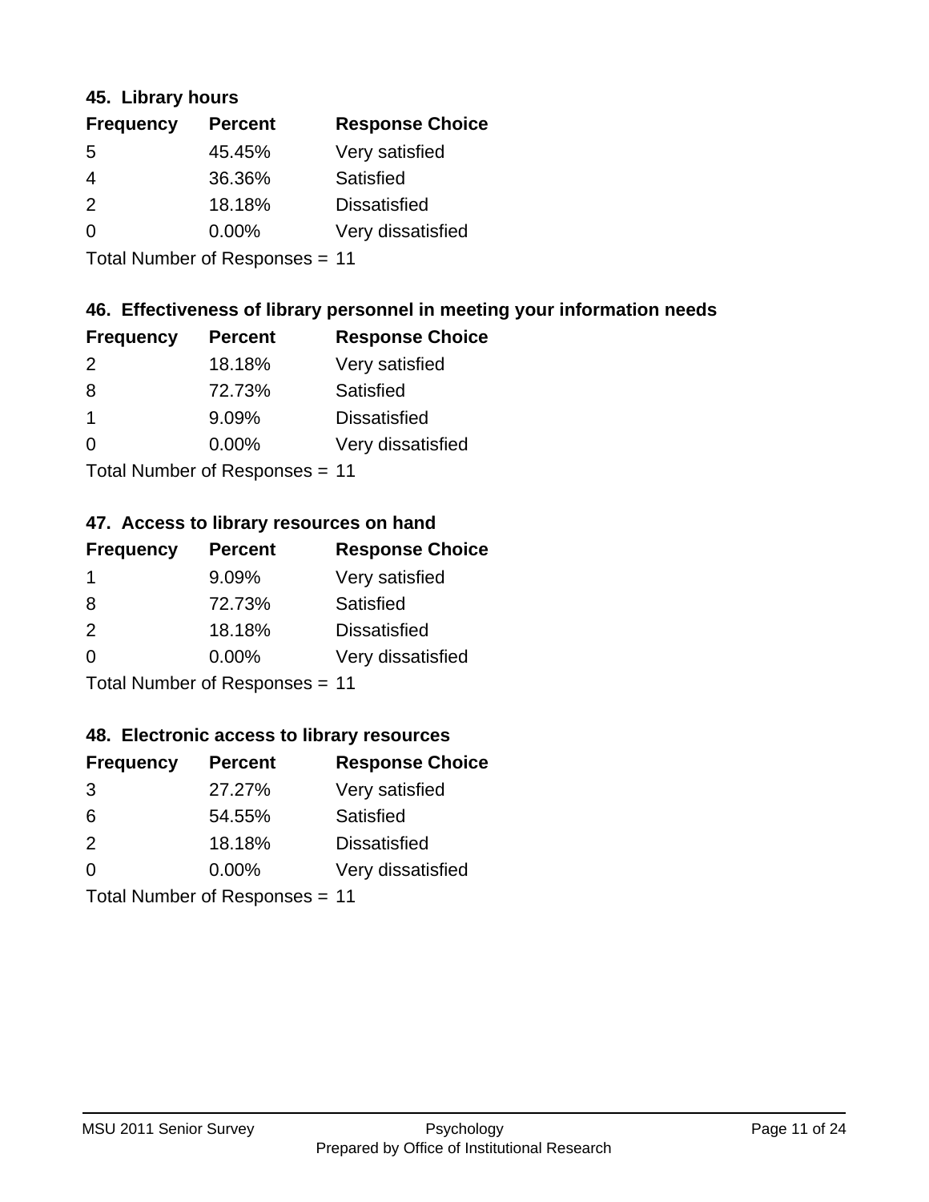### 45. Library hours

| Frequency | Percent | Response Choice |
|---|---|---|
| 5 | 45.45% | Very satisfied |
| 4 | 36.36% | Satisfied |
| 2 | 18.18% | Dissatisfied |
| 0 | 0.00% | Very dissatisfied |

Total Number of Responses = 11

### 46. Effectiveness of library personnel in meeting your information needs

| Frequency | Percent | Response Choice |
|---|---|---|
| 2 | 18.18% | Very satisfied |
| 8 | 72.73% | Satisfied |
| 1 | 9.09% | Dissatisfied |
| 0 | 0.00% | Very dissatisfied |

Total Number of Responses = 11

### 47. Access to library resources on hand

| Frequency | Percent | Response Choice |
|---|---|---|
| 1 | 9.09% | Very satisfied |
| 8 | 72.73% | Satisfied |
| 2 | 18.18% | Dissatisfied |
| 0 | 0.00% | Very dissatisfied |

Total Number of Responses = 11

### 48. Electronic access to library resources

| Frequency | Percent | Response Choice |
|---|---|---|
| 3 | 27.27% | Very satisfied |
| 6 | 54.55% | Satisfied |
| 2 | 18.18% | Dissatisfied |
| 0 | 0.00% | Very dissatisfied |

Total Number of Responses = 11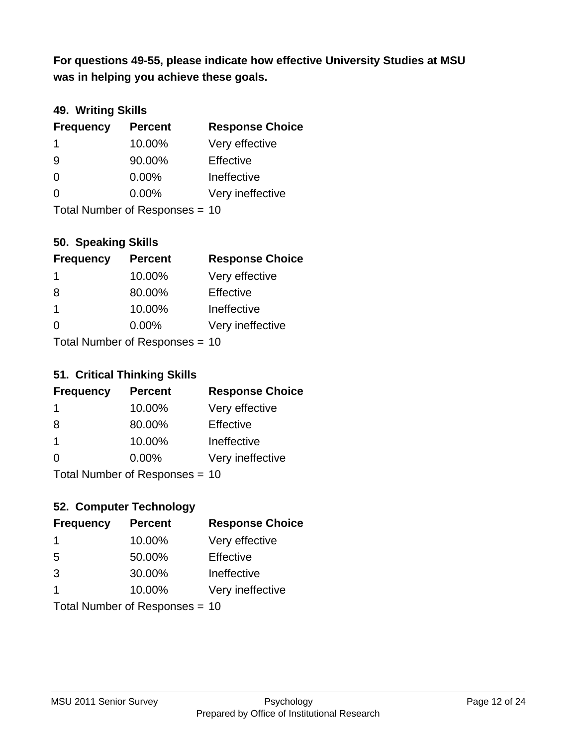**For questions 49-55, please indicate how effective University Studies at MSU was in helping you achieve these goals.**

### 49. Writing Skills

| Frequency | Percent | Response Choice |
|---|---|---|
| 1 | 10.00% | Very effective |
| 9 | 90.00% | Effective |
| 0 | 0.00% | Ineffective |
| 0 | 0.00% | Very ineffective |

Total Number of Responses = 10

### 50. Speaking Skills

| Frequency | Percent | Response Choice |
|---|---|---|
| 1 | 10.00% | Very effective |
| 8 | 80.00% | Effective |
| 1 | 10.00% | Ineffective |
| 0 | 0.00% | Very ineffective |

Total Number of Responses = 10

### 51. Critical Thinking Skills

| Frequency | Percent | Response Choice |
|---|---|---|
| 1 | 10.00% | Very effective |
| 8 | 80.00% | Effective |
| 1 | 10.00% | Ineffective |
| 0 | 0.00% | Very ineffective |

Total Number of Responses = 10

### 52. Computer Technology

| Frequency | Percent | Response Choice |
|---|---|---|
| 1 | 10.00% | Very effective |
| 5 | 50.00% | Effective |
| 3 | 30.00% | Ineffective |
| 1 | 10.00% | Very ineffective |

Total Number of Responses = 10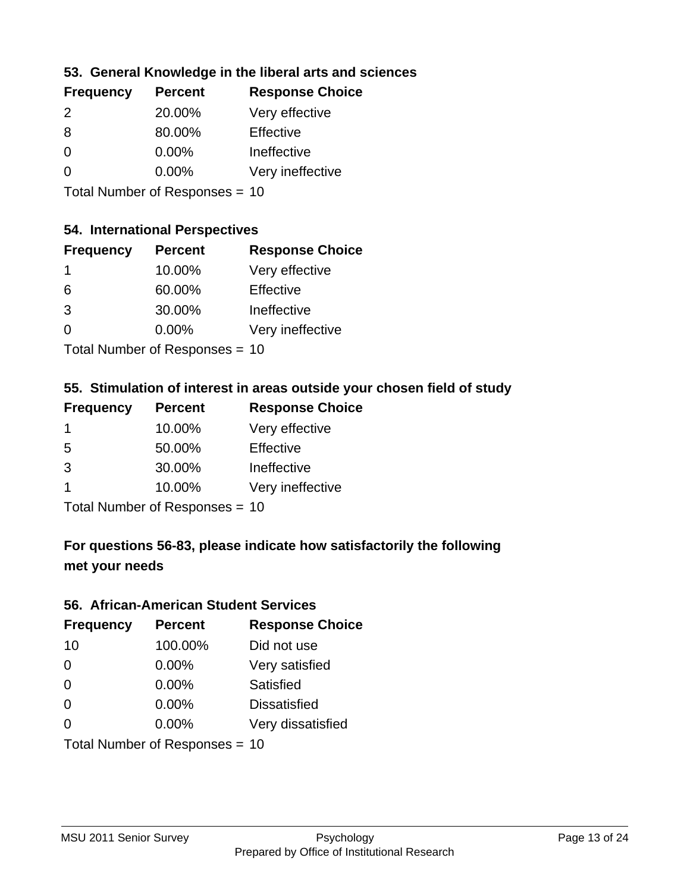### 53. General Knowledge in the liberal arts and sciences

| Frequency | Percent | Response Choice |
|---|---|---|
| 2 | 20.00% | Very effective |
| 8 | 80.00% | Effective |
| 0 | 0.00% | Ineffective |
| 0 | 0.00% | Very ineffective |

Total Number of Responses = 10

### 54. International Perspectives

| Frequency | Percent | Response Choice |
|---|---|---|
| 1 | 10.00% | Very effective |
| 6 | 60.00% | Effective |
| 3 | 30.00% | Ineffective |
| 0 | 0.00% | Very ineffective |

Total Number of Responses = 10

### 55. Stimulation of interest in areas outside your chosen field of study

| Frequency | Percent | Response Choice |
|---|---|---|
| 1 | 10.00% | Very effective |
| 5 | 50.00% | Effective |
| 3 | 30.00% | Ineffective |
| 1 | 10.00% | Very ineffective |

Total Number of Responses = 10

### For questions 56-83, please indicate how satisfactorily the following met your needs

### 56. African-American Student Services

| Frequency | Percent | Response Choice |
|---|---|---|
| 10 | 100.00% | Did not use |
| 0 | 0.00% | Very satisfied |
| 0 | 0.00% | Satisfied |
| 0 | 0.00% | Dissatisfied |
| 0 | 0.00% | Very dissatisfied |

Total Number of Responses = 10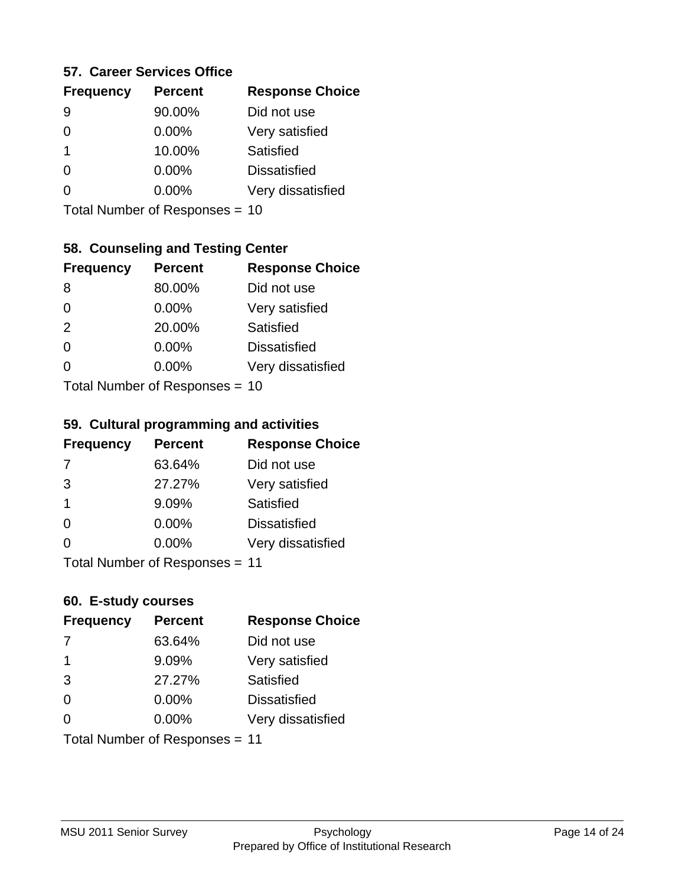### 57. Career Services Office

| Frequency | Percent | Response Choice |
|---|---|---|
| 9 | 90.00% | Did not use |
| 0 | 0.00% | Very satisfied |
| 1 | 10.00% | Satisfied |
| 0 | 0.00% | Dissatisfied |
| 0 | 0.00% | Very dissatisfied |

Total Number of Responses = 10

### 58. Counseling and Testing Center

| Frequency | Percent | Response Choice |
|---|---|---|
| 8 | 80.00% | Did not use |
| 0 | 0.00% | Very satisfied |
| 2 | 20.00% | Satisfied |
| 0 | 0.00% | Dissatisfied |
| 0 | 0.00% | Very dissatisfied |

Total Number of Responses = 10

### 59. Cultural programming and activities

| Frequency | Percent | Response Choice |
|---|---|---|
| 7 | 63.64% | Did not use |
| 3 | 27.27% | Very satisfied |
| 1 | 9.09% | Satisfied |
| 0 | 0.00% | Dissatisfied |
| 0 | 0.00% | Very dissatisfied |

Total Number of Responses = 11

### 60. E-study courses

| Frequency | Percent | Response Choice |
|---|---|---|
| 7 | 63.64% | Did not use |
| 1 | 9.09% | Very satisfied |
| 3 | 27.27% | Satisfied |
| 0 | 0.00% | Dissatisfied |
| 0 | 0.00% | Very dissatisfied |

Total Number of Responses = 11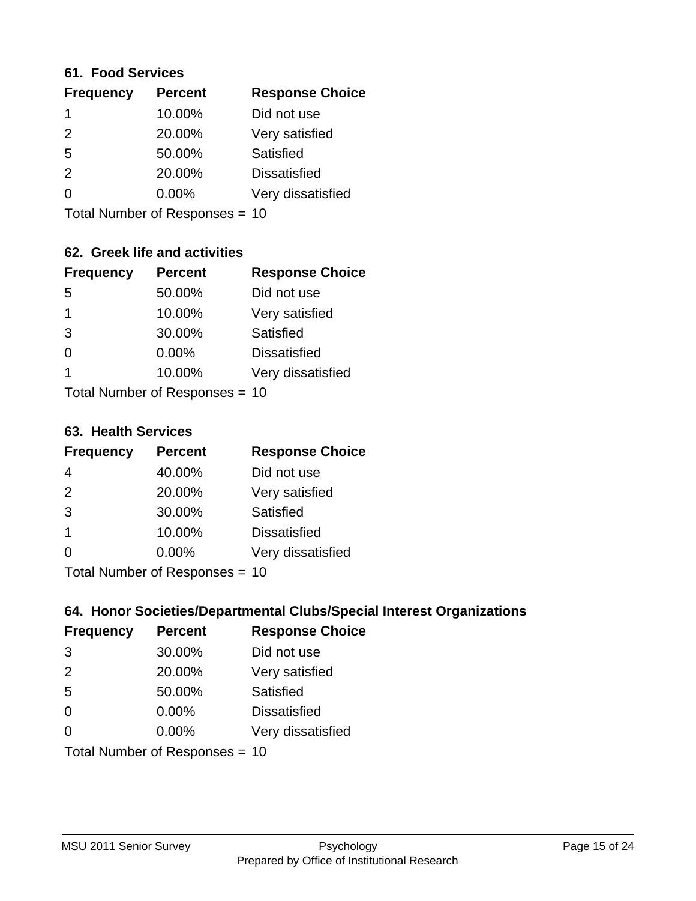### 61. Food Services

| Frequency | Percent | Response Choice |
| --- | --- | --- |
| 1 | 10.00% | Did not use |
| 2 | 20.00% | Very satisfied |
| 5 | 50.00% | Satisfied |
| 2 | 20.00% | Dissatisfied |
| 0 | 0.00% | Very dissatisfied |

Total Number of Responses = 10

### 62. Greek life and activities

| Frequency | Percent | Response Choice |
| --- | --- | --- |
| 5 | 50.00% | Did not use |
| 1 | 10.00% | Very satisfied |
| 3 | 30.00% | Satisfied |
| 0 | 0.00% | Dissatisfied |
| 1 | 10.00% | Very dissatisfied |

Total Number of Responses = 10

### 63. Health Services

| Frequency | Percent | Response Choice |
| --- | --- | --- |
| 4 | 40.00% | Did not use |
| 2 | 20.00% | Very satisfied |
| 3 | 30.00% | Satisfied |
| 1 | 10.00% | Dissatisfied |
| 0 | 0.00% | Very dissatisfied |

Total Number of Responses = 10

### 64. Honor Societies/Departmental Clubs/Special Interest Organizations

| Frequency | Percent | Response Choice |
| --- | --- | --- |
| 3 | 30.00% | Did not use |
| 2 | 20.00% | Very satisfied |
| 5 | 50.00% | Satisfied |
| 0 | 0.00% | Dissatisfied |
| 0 | 0.00% | Very dissatisfied |

Total Number of Responses = 10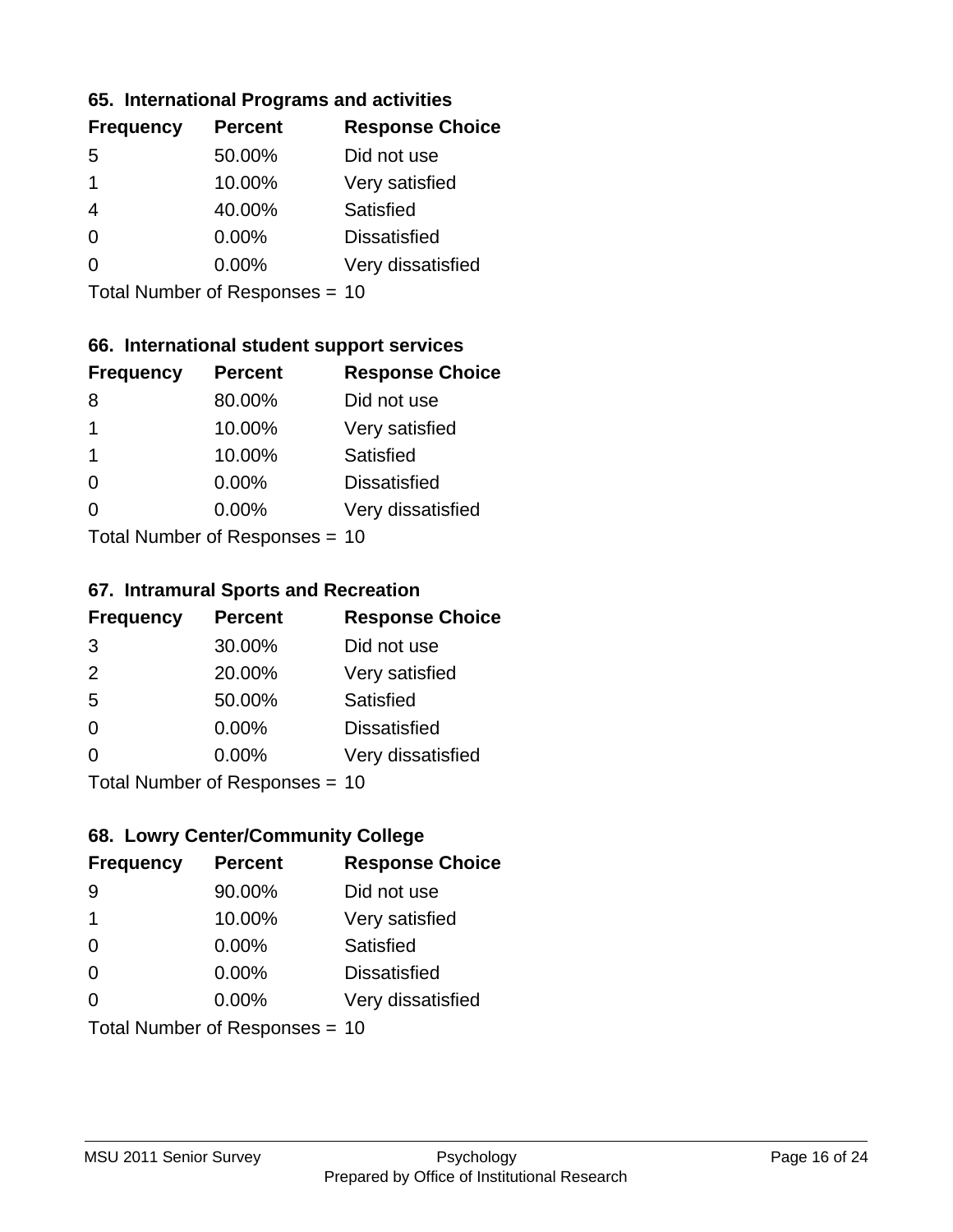### 65. International Programs and activities

| Frequency | Percent | Response Choice |
|---|---|---|
| 5 | 50.00% | Did not use |
| 1 | 10.00% | Very satisfied |
| 4 | 40.00% | Satisfied |
| 0 | 0.00% | Dissatisfied |
| 0 | 0.00% | Very dissatisfied |

Total Number of Responses = 10

### 66. International student support services

| Frequency | Percent | Response Choice |
|---|---|---|
| 8 | 80.00% | Did not use |
| 1 | 10.00% | Very satisfied |
| 1 | 10.00% | Satisfied |
| 0 | 0.00% | Dissatisfied |
| 0 | 0.00% | Very dissatisfied |

Total Number of Responses = 10

### 67. Intramural Sports and Recreation

| Frequency | Percent | Response Choice |
|---|---|---|
| 3 | 30.00% | Did not use |
| 2 | 20.00% | Very satisfied |
| 5 | 50.00% | Satisfied |
| 0 | 0.00% | Dissatisfied |
| 0 | 0.00% | Very dissatisfied |

Total Number of Responses = 10

### 68. Lowry Center/Community College

| Frequency | Percent | Response Choice |
|---|---|---|
| 9 | 90.00% | Did not use |
| 1 | 10.00% | Very satisfied |
| 0 | 0.00% | Satisfied |
| 0 | 0.00% | Dissatisfied |
| 0 | 0.00% | Very dissatisfied |

Total Number of Responses = 10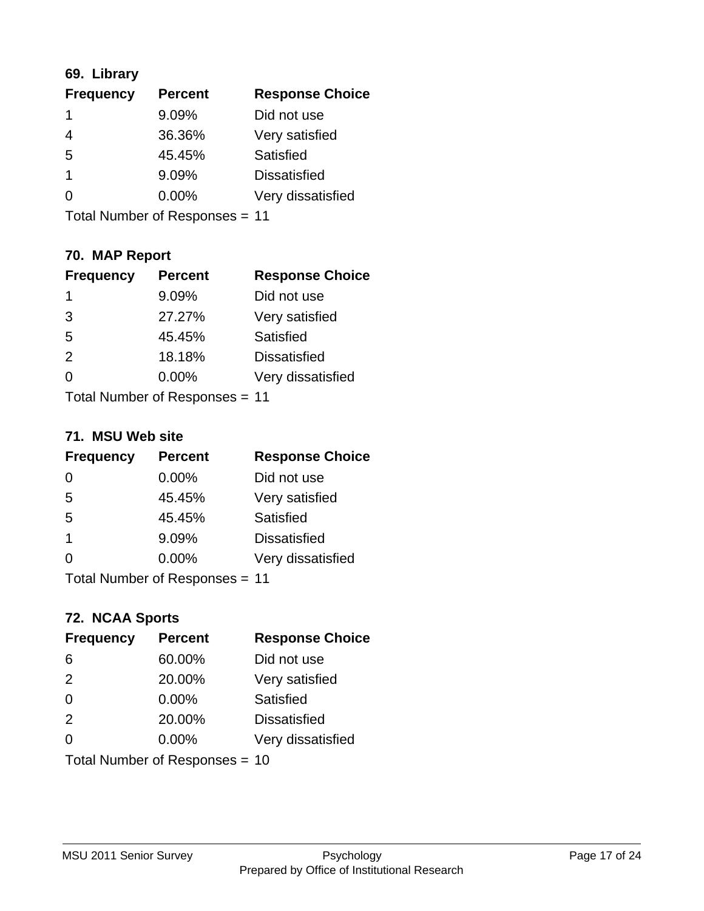### 69. Library

| Frequency | Percent | Response Choice |
|---|---|---|
| 1 | 9.09% | Did not use |
| 4 | 36.36% | Very satisfied |
| 5 | 45.45% | Satisfied |
| 1 | 9.09% | Dissatisfied |
| 0 | 0.00% | Very dissatisfied |

Total Number of Responses = 11

### 70. MAP Report

| Frequency | Percent | Response Choice |
|---|---|---|
| 1 | 9.09% | Did not use |
| 3 | 27.27% | Very satisfied |
| 5 | 45.45% | Satisfied |
| 2 | 18.18% | Dissatisfied |
| 0 | 0.00% | Very dissatisfied |

Total Number of Responses = 11

### 71. MSU Web site

| Frequency | Percent | Response Choice |
|---|---|---|
| 0 | 0.00% | Did not use |
| 5 | 45.45% | Very satisfied |
| 5 | 45.45% | Satisfied |
| 1 | 9.09% | Dissatisfied |
| 0 | 0.00% | Very dissatisfied |

Total Number of Responses = 11

### 72. NCAA Sports

| Frequency | Percent | Response Choice |
|---|---|---|
| 6 | 60.00% | Did not use |
| 2 | 20.00% | Very satisfied |
| 0 | 0.00% | Satisfied |
| 2 | 20.00% | Dissatisfied |
| 0 | 0.00% | Very dissatisfied |

Total Number of Responses = 10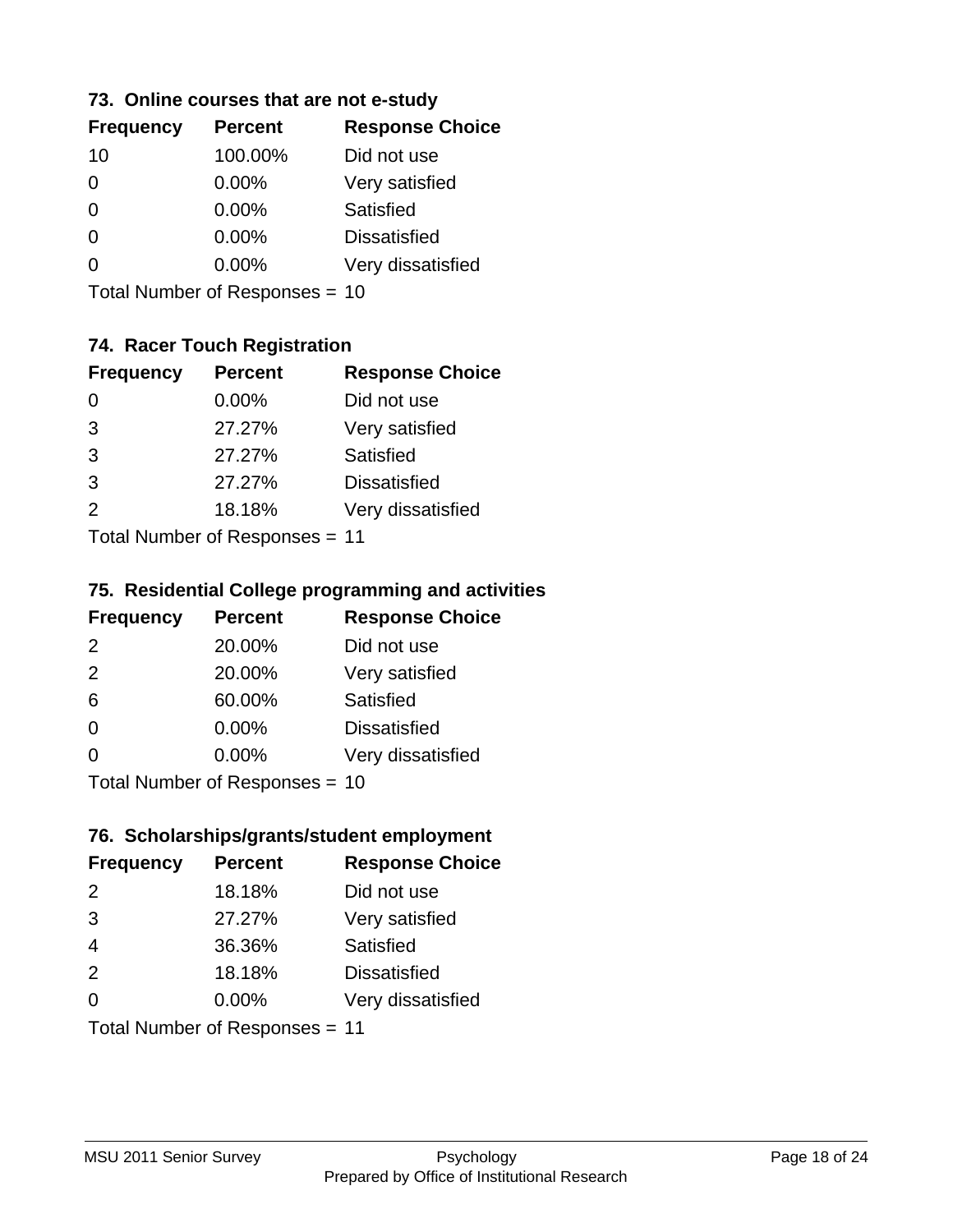### 73. Online courses that are not e-study

| Frequency | Percent | Response Choice |
|---|---|---|
| 10 | 100.00% | Did not use |
| 0 | 0.00% | Very satisfied |
| 0 | 0.00% | Satisfied |
| 0 | 0.00% | Dissatisfied |
| 0 | 0.00% | Very dissatisfied |

Total Number of Responses = 10

### 74. Racer Touch Registration

| Frequency | Percent | Response Choice |
|---|---|---|
| 0 | 0.00% | Did not use |
| 3 | 27.27% | Very satisfied |
| 3 | 27.27% | Satisfied |
| 3 | 27.27% | Dissatisfied |
| 2 | 18.18% | Very dissatisfied |

Total Number of Responses = 11

### 75. Residential College programming and activities

| Frequency | Percent | Response Choice |
|---|---|---|
| 2 | 20.00% | Did not use |
| 2 | 20.00% | Very satisfied |
| 6 | 60.00% | Satisfied |
| 0 | 0.00% | Dissatisfied |
| 0 | 0.00% | Very dissatisfied |

Total Number of Responses = 10

### 76. Scholarships/grants/student employment

| Frequency | Percent | Response Choice |
|---|---|---|
| 2 | 18.18% | Did not use |
| 3 | 27.27% | Very satisfied |
| 4 | 36.36% | Satisfied |
| 2 | 18.18% | Dissatisfied |
| 0 | 0.00% | Very dissatisfied |

Total Number of Responses = 11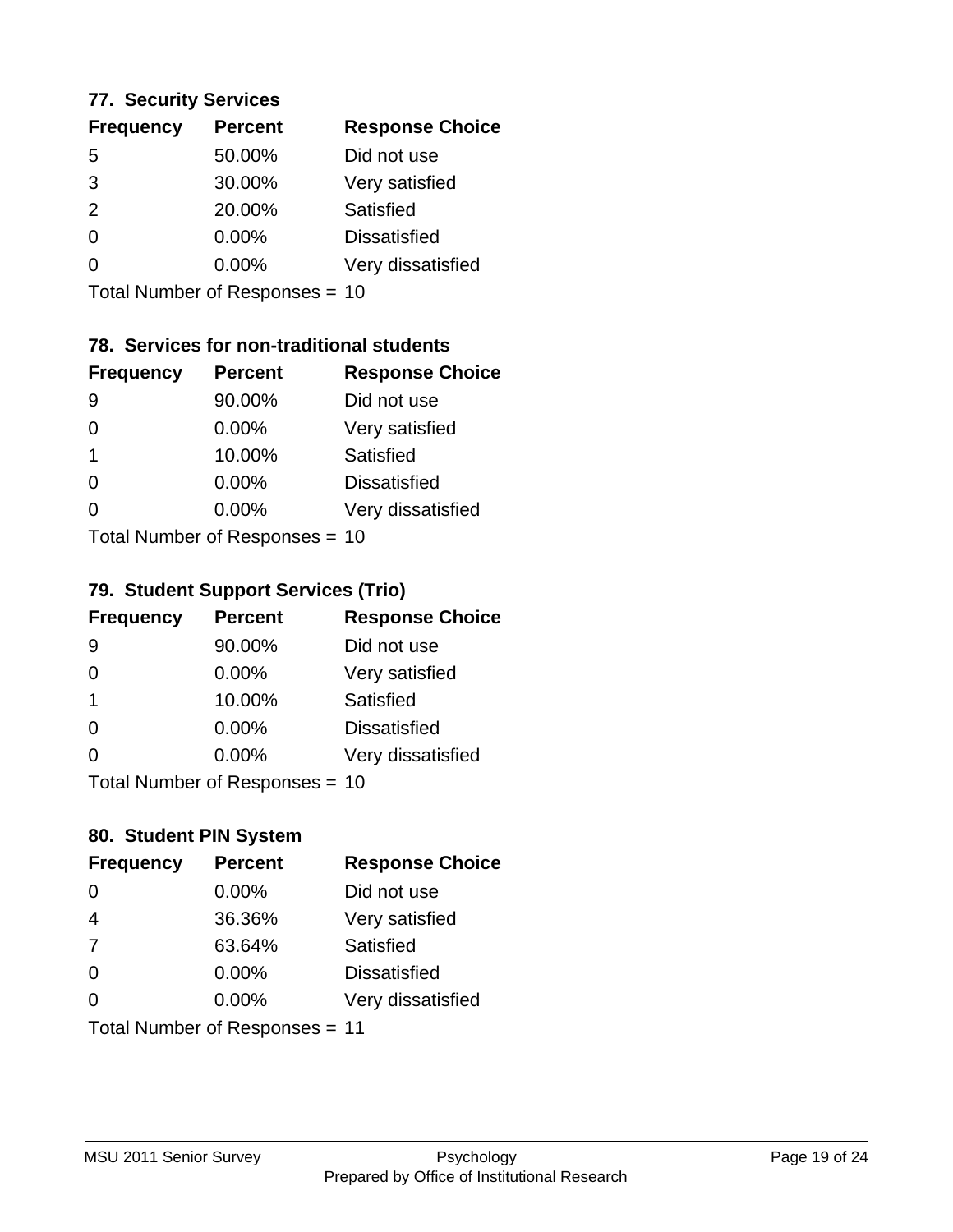### 77. Security Services

| Frequency | Percent | Response Choice |
|---|---|---|
| 5 | 50.00% | Did not use |
| 3 | 30.00% | Very satisfied |
| 2 | 20.00% | Satisfied |
| 0 | 0.00% | Dissatisfied |
| 0 | 0.00% | Very dissatisfied |

Total Number of Responses = 10

### 78. Services for non-traditional students

| Frequency | Percent | Response Choice |
|---|---|---|
| 9 | 90.00% | Did not use |
| 0 | 0.00% | Very satisfied |
| 1 | 10.00% | Satisfied |
| 0 | 0.00% | Dissatisfied |
| 0 | 0.00% | Very dissatisfied |

Total Number of Responses = 10

### 79. Student Support Services (Trio)

| Frequency | Percent | Response Choice |
|---|---|---|
| 9 | 90.00% | Did not use |
| 0 | 0.00% | Very satisfied |
| 1 | 10.00% | Satisfied |
| 0 | 0.00% | Dissatisfied |
| 0 | 0.00% | Very dissatisfied |

Total Number of Responses = 10

### 80. Student PIN System

| Frequency | Percent | Response Choice |
|---|---|---|
| 0 | 0.00% | Did not use |
| 4 | 36.36% | Very satisfied |
| 7 | 63.64% | Satisfied |
| 0 | 0.00% | Dissatisfied |
| 0 | 0.00% | Very dissatisfied |

Total Number of Responses = 11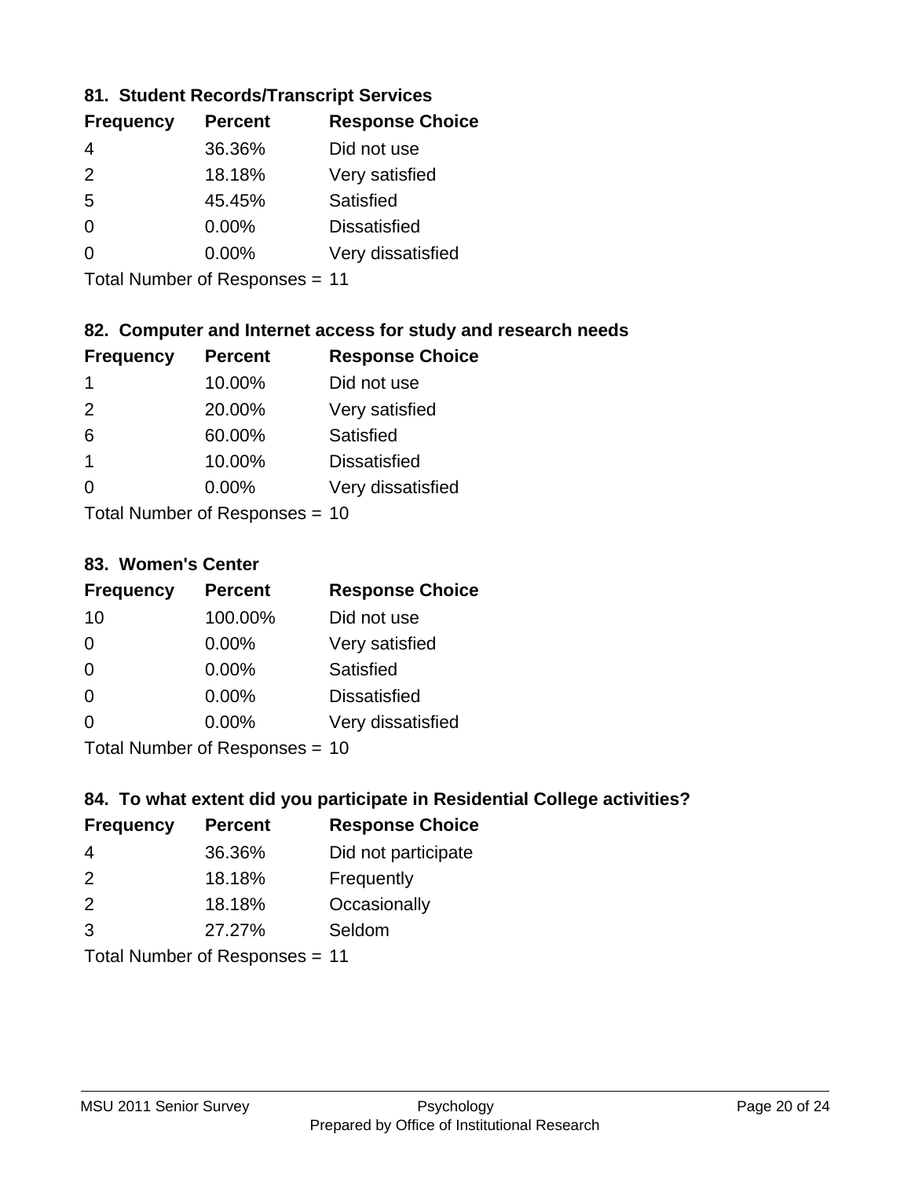### 81. Student Records/Transcript Services

| Frequency | Percent | Response Choice |
| --- | --- | --- |
| 4 | 36.36% | Did not use |
| 2 | 18.18% | Very satisfied |
| 5 | 45.45% | Satisfied |
| 0 | 0.00% | Dissatisfied |
| 0 | 0.00% | Very dissatisfied |

Total Number of Responses = 11

### 82. Computer and Internet access for study and research needs

| Frequency | Percent | Response Choice |
| --- | --- | --- |
| 1 | 10.00% | Did not use |
| 2 | 20.00% | Very satisfied |
| 6 | 60.00% | Satisfied |
| 1 | 10.00% | Dissatisfied |
| 0 | 0.00% | Very dissatisfied |

Total Number of Responses = 10

### 83. Women's Center

| Frequency | Percent | Response Choice |
| --- | --- | --- |
| 10 | 100.00% | Did not use |
| 0 | 0.00% | Very satisfied |
| 0 | 0.00% | Satisfied |
| 0 | 0.00% | Dissatisfied |
| 0 | 0.00% | Very dissatisfied |

Total Number of Responses = 10

### 84. To what extent did you participate in Residential College activities?

| Frequency | Percent | Response Choice |
| --- | --- | --- |
| 4 | 36.36% | Did not participate |
| 2 | 18.18% | Frequently |
| 2 | 18.18% | Occasionally |
| 3 | 27.27% | Seldom |

Total Number of Responses = 11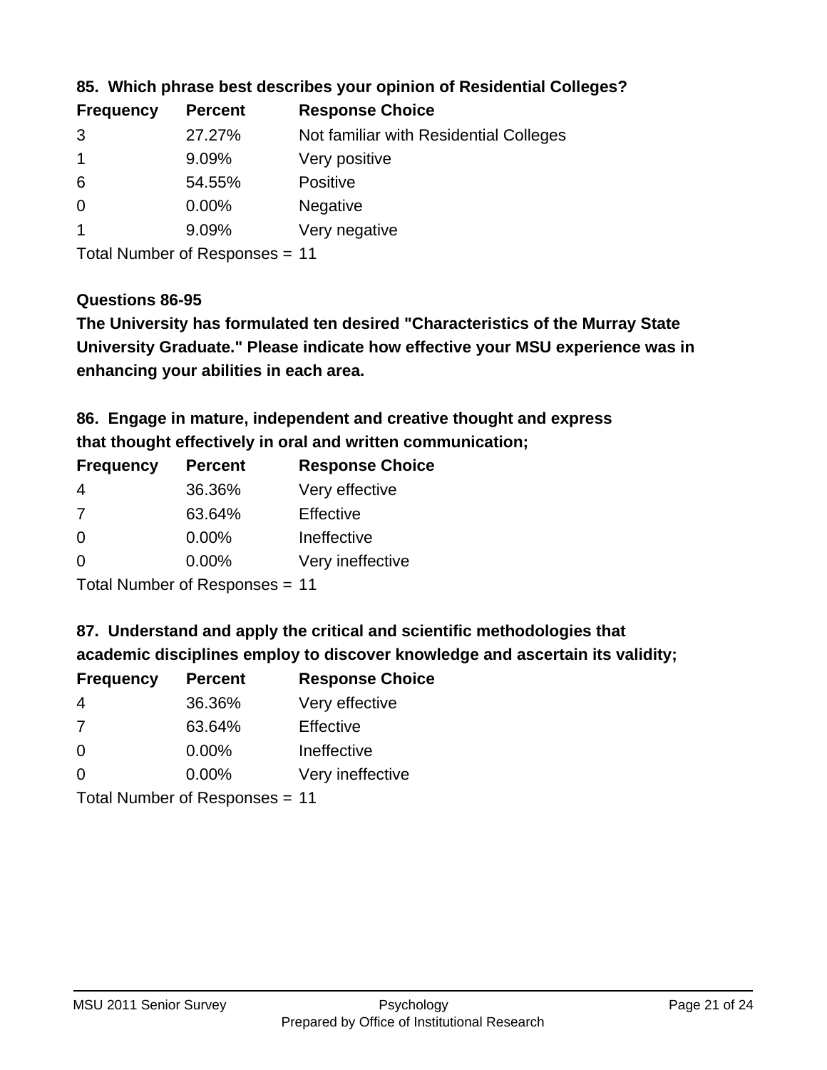**85. Which phrase best describes your opinion of Residential Colleges?**

| Frequency | Percent | Response Choice |
|---|---|---|
| 3 | 27.27% | Not familiar with Residential Colleges |
| 1 | 9.09% | Very positive |
| 6 | 54.55% | Positive |
| 0 | 0.00% | Negative |
| 1 | 9.09% | Very negative |

Total Number of Responses = 11

**Questions 86-95**

**The University has formulated ten desired "Characteristics of the Murray State University Graduate." Please indicate how effective your MSU experience was in enhancing your abilities in each area.**

**86. Engage in mature, independent and creative thought and express that thought effectively in oral and written communication;**

| Frequency | Percent | Response Choice |
|---|---|---|
| 4 | 36.36% | Very effective |
| 7 | 63.64% | Effective |
| 0 | 0.00% | Ineffective |
| 0 | 0.00% | Very ineffective |

Total Number of Responses = 11

**87. Understand and apply the critical and scientific methodologies that academic disciplines employ to discover knowledge and ascertain its validity;**

| Frequency | Percent | Response Choice |
|---|---|---|
| 4 | 36.36% | Very effective |
| 7 | 63.64% | Effective |
| 0 | 0.00% | Ineffective |
| 0 | 0.00% | Very ineffective |

Total Number of Responses = 11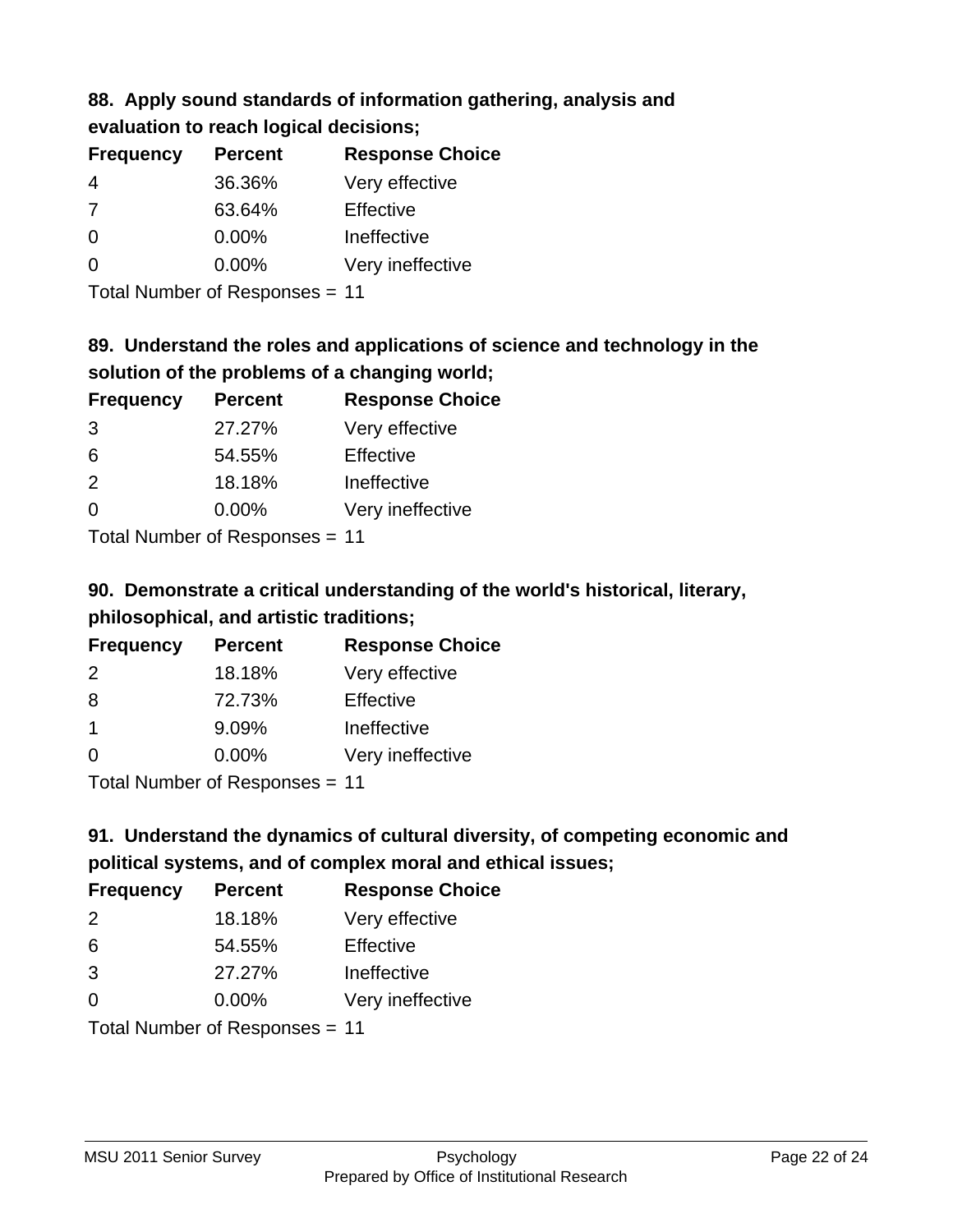### 88. Apply sound standards of information gathering, analysis and evaluation to reach logical decisions;

| Frequency | Percent | Response Choice |
|---|---|---|
| 4 | 36.36% | Very effective |
| 7 | 63.64% | Effective |
| 0 | 0.00% | Ineffective |
| 0 | 0.00% | Very ineffective |

Total Number of Responses = 11

### 89. Understand the roles and applications of science and technology in the solution of the problems of a changing world;

| Frequency | Percent | Response Choice |
|---|---|---|
| 3 | 27.27% | Very effective |
| 6 | 54.55% | Effective |
| 2 | 18.18% | Ineffective |
| 0 | 0.00% | Very ineffective |

Total Number of Responses = 11

### 90. Demonstrate a critical understanding of the world's historical, literary, philosophical, and artistic traditions;

| Frequency | Percent | Response Choice |
|---|---|---|
| 2 | 18.18% | Very effective |
| 8 | 72.73% | Effective |
| 1 | 9.09% | Ineffective |
| 0 | 0.00% | Very ineffective |

Total Number of Responses = 11

### 91. Understand the dynamics of cultural diversity, of competing economic and political systems, and of complex moral and ethical issues;

| Frequency | Percent | Response Choice |
|---|---|---|
| 2 | 18.18% | Very effective |
| 6 | 54.55% | Effective |
| 3 | 27.27% | Ineffective |
| 0 | 0.00% | Very ineffective |

Total Number of Responses = 11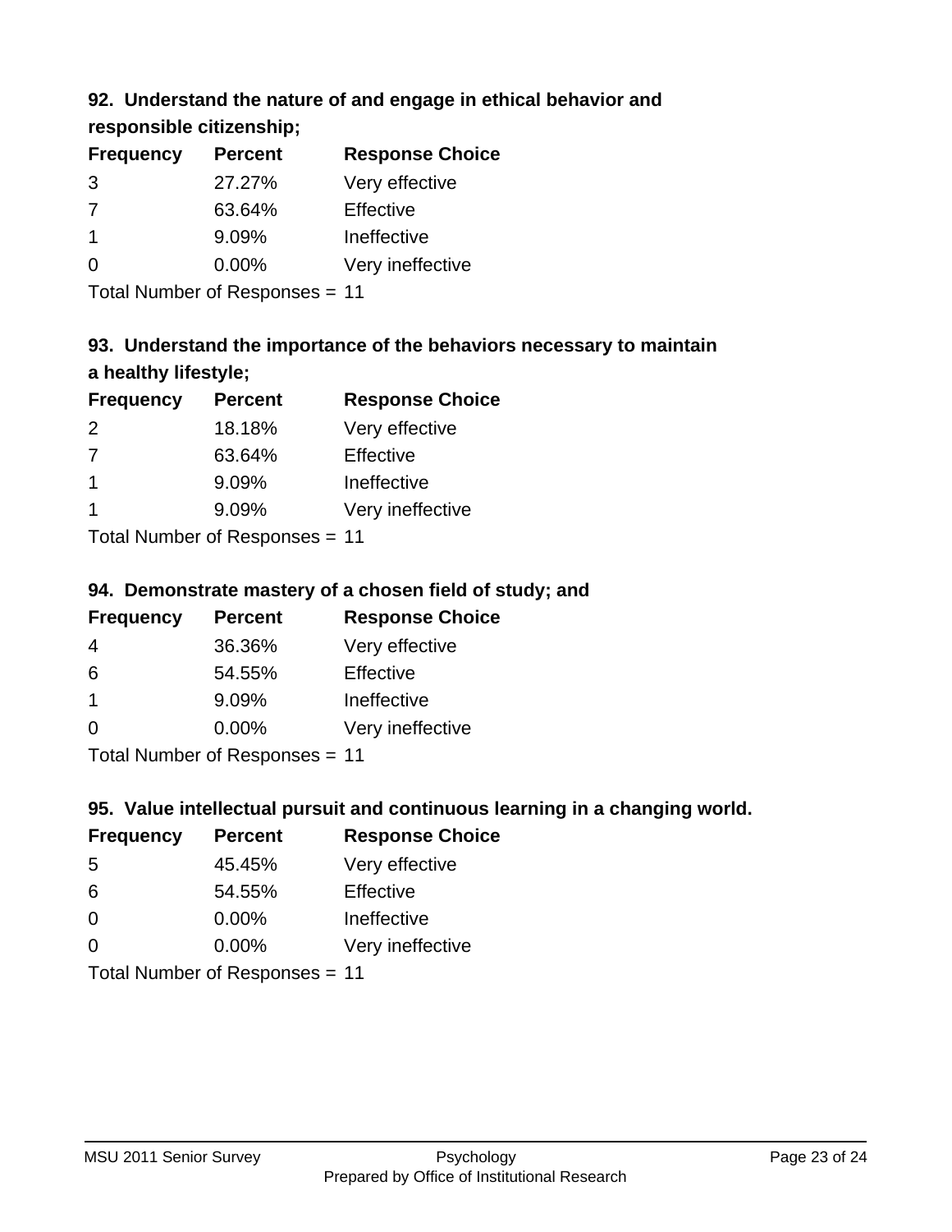### 92. Understand the nature of and engage in ethical behavior and responsible citizenship;

| Frequency | Percent | Response Choice |
|---|---|---|
| 3 | 27.27% | Very effective |
| 7 | 63.64% | Effective |
| 1 | 9.09% | Ineffective |
| 0 | 0.00% | Very ineffective |

Total Number of Responses = 11

### 93. Understand the importance of the behaviors necessary to maintain a healthy lifestyle;

| Frequency | Percent | Response Choice |
|---|---|---|
| 2 | 18.18% | Very effective |
| 7 | 63.64% | Effective |
| 1 | 9.09% | Ineffective |
| 1 | 9.09% | Very ineffective |

Total Number of Responses = 11

### 94. Demonstrate mastery of a chosen field of study; and

| Frequency | Percent | Response Choice |
|---|---|---|
| 4 | 36.36% | Very effective |
| 6 | 54.55% | Effective |
| 1 | 9.09% | Ineffective |
| 0 | 0.00% | Very ineffective |

Total Number of Responses = 11

### 95. Value intellectual pursuit and continuous learning in a changing world.

| Frequency | Percent | Response Choice |
|---|---|---|
| 5 | 45.45% | Very effective |
| 6 | 54.55% | Effective |
| 0 | 0.00% | Ineffective |
| 0 | 0.00% | Very ineffective |

Total Number of Responses = 11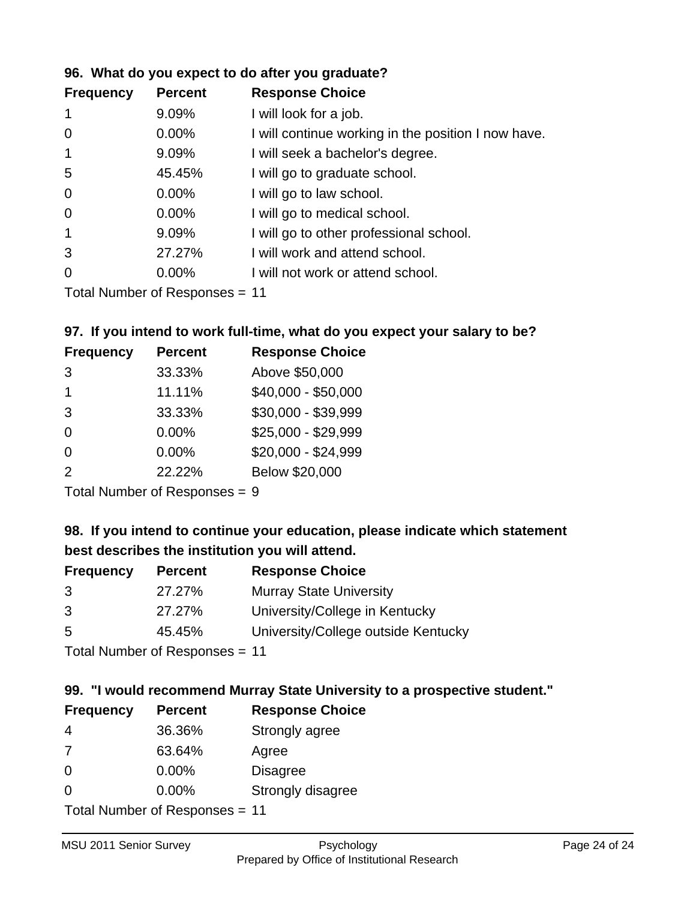### 96. What do you expect to do after you graduate?

| Frequency | Percent | Response Choice |
|---|---|---|
| 1 | 9.09% | I will look for a job. |
| 0 | 0.00% | I will continue working in the position I now have. |
| 1 | 9.09% | I will seek a bachelor's degree. |
| 5 | 45.45% | I will go to graduate school. |
| 0 | 0.00% | I will go to law school. |
| 0 | 0.00% | I will go to medical school. |
| 1 | 9.09% | I will go to other professional school. |
| 3 | 27.27% | I will work and attend school. |
| 0 | 0.00% | I will not work or attend school. |

Total Number of Responses = 11

### 97. If you intend to work full-time, what do you expect your salary to be?

| Frequency | Percent | Response Choice |
|---|---|---|
| 3 | 33.33% | Above $50,000 |
| 1 | 11.11% | $40,000 - $50,000 |
| 3 | 33.33% | $30,000 - $39,999 |
| 0 | 0.00% | $25,000 - $29,999 |
| 0 | 0.00% | $20,000 - $24,999 |
| 2 | 22.22% | Below $20,000 |

Total Number of Responses = 9

### 98. If you intend to continue your education, please indicate which statement best describes the institution you will attend.

| Frequency | Percent | Response Choice |
|---|---|---|
| 3 | 27.27% | Murray State University |
| 3 | 27.27% | University/College in Kentucky |
| 5 | 45.45% | University/College outside Kentucky |

Total Number of Responses = 11

### 99. "I would recommend Murray State University to a prospective student."

| Frequency | Percent | Response Choice |
|---|---|---|
| 4 | 36.36% | Strongly agree |
| 7 | 63.64% | Agree |
| 0 | 0.00% | Disagree |
| 0 | 0.00% | Strongly disagree |

Total Number of Responses = 11